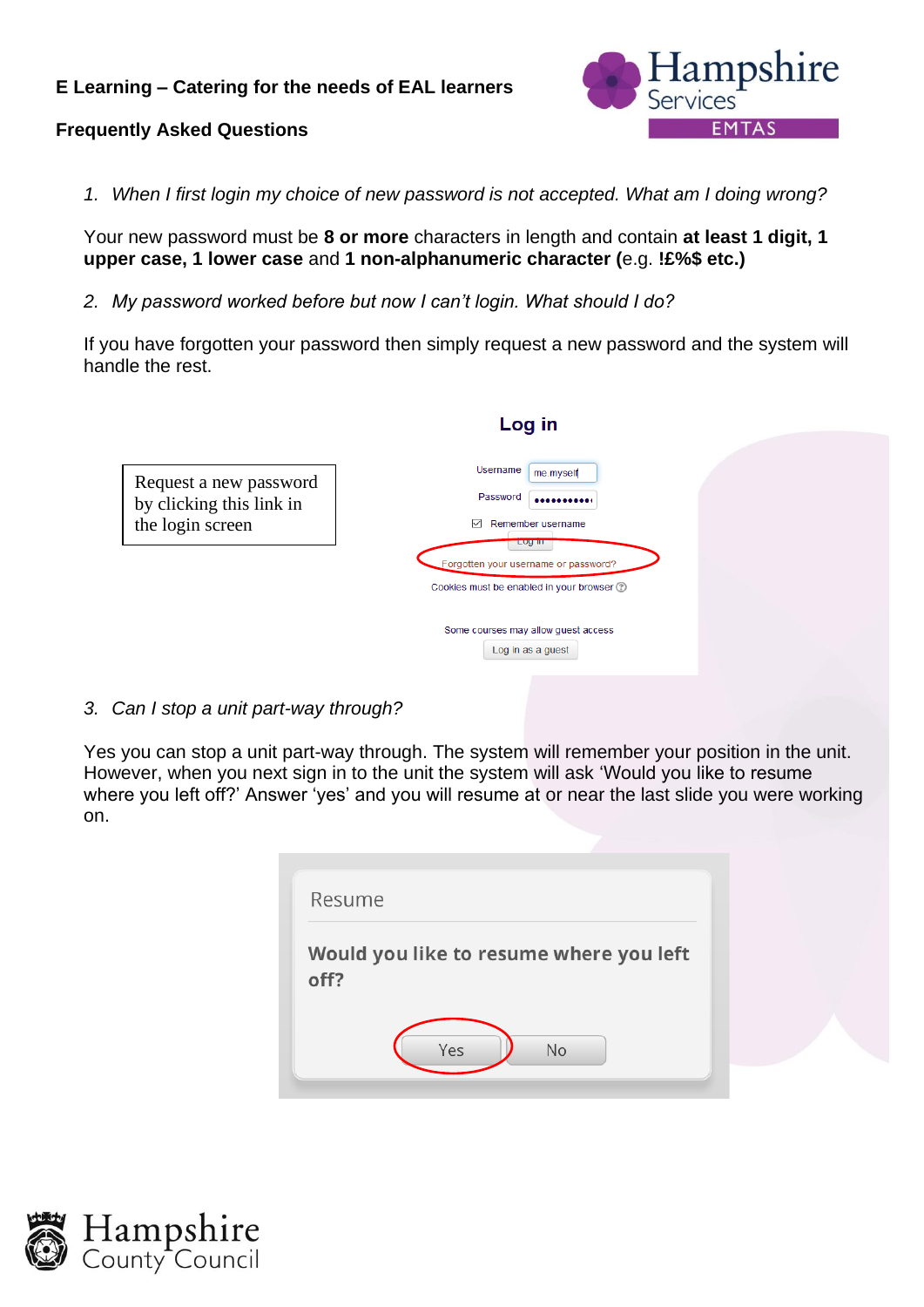**E Learning – Catering for the needs of EAL learners**

**Frequently Asked Questions**

1. *When I first login my choice of new password is not accepted. What am I doing wrong?*

Your new password must be **8 or more** characters in length and contain **at least 1 digit, 1 upper case, 1 lower case** and **1 non-alphanumeric character (**e.g. **!£%$ etc.)**

2. *My password worked before but now I can't login. What should I do?*

If you have forgotten your password then simply request a new password and the system will handle the rest.

Request a new password by clicking this link in the login screen

Log in

Username me.myself

Password

Remember username

Log in

Forgotten your username or password?

Cookies must be enabled in your browser

Some courses may allow guest access

Log in as a guest

3. *Can I stop a unit part-way through?*

Yes you can stop a unit part-way through. The system will remember your position in the unit. However, when you next sign in to the unit the system will ask 'Would you like to resume where you left off?' Answer 'yes' and you will resume at or near the last slide you were working on.

Resume

Would you like to resume where you left off?

Yes No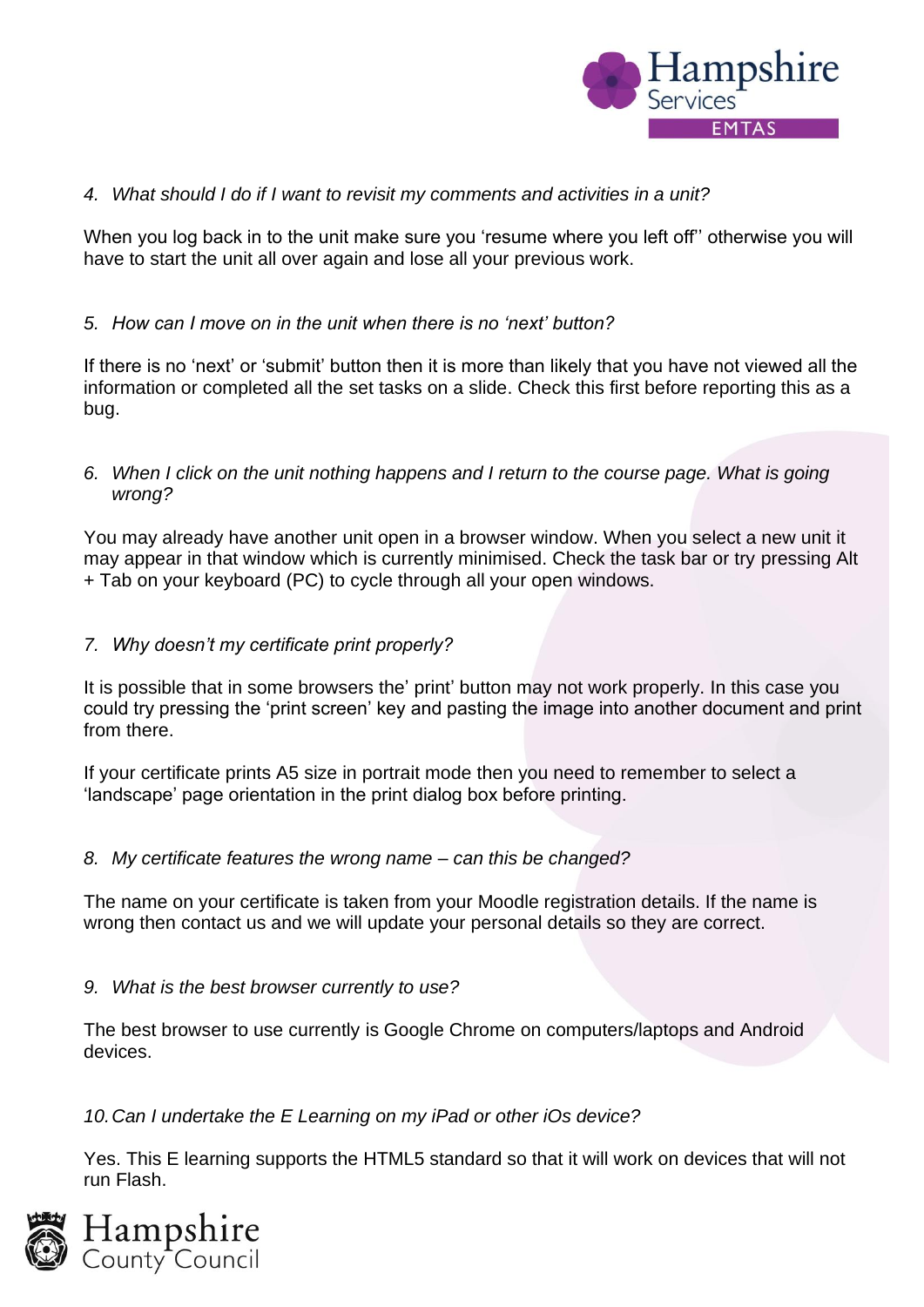4. *What should I do if I want to revisit my comments and activities in a unit?*

When you log back in to the unit make sure you 'resume where you left off'' otherwise you will have to start the unit all over again and lose all your previous work.

5. *How can I move on in the unit when there is no 'next' button?*

If there is no 'next' or 'submit' button then it is more than likely that you have not viewed all the information or completed all the set tasks on a slide. Check this first before reporting this as a bug.

6. *When I click on the unit nothing happens and I return to the course page. What is going wrong?*

You may already have another unit open in a browser window. When you select a new unit it may appear in that window which is currently minimised. Check the task bar or try pressing Alt + Tab on your keyboard (PC) to cycle through all your open windows.

7. *Why doesn't my certificate print properly?*

It is possible that in some browsers the' print' button may not work properly. In this case you could try pressing the 'print screen' key and pasting the image into another document and print from there.

If your certificate prints A5 size in portrait mode then you need to remember to select a 'landscape' page orientation in the print dialog box before printing.

8. *My certificate features the wrong name – can this be changed?*

The name on your certificate is taken from your Moodle registration details. If the name is wrong then contact us and we will update your personal details so they are correct.

9. *What is the best browser currently to use?*

The best browser to use currently is Google Chrome on computers/laptops and Android devices.

10. *Can I undertake the E Learning on my iPad or other iOs device?*

Yes. This E learning supports the HTML5 standard so that it will work on devices that will not run Flash.